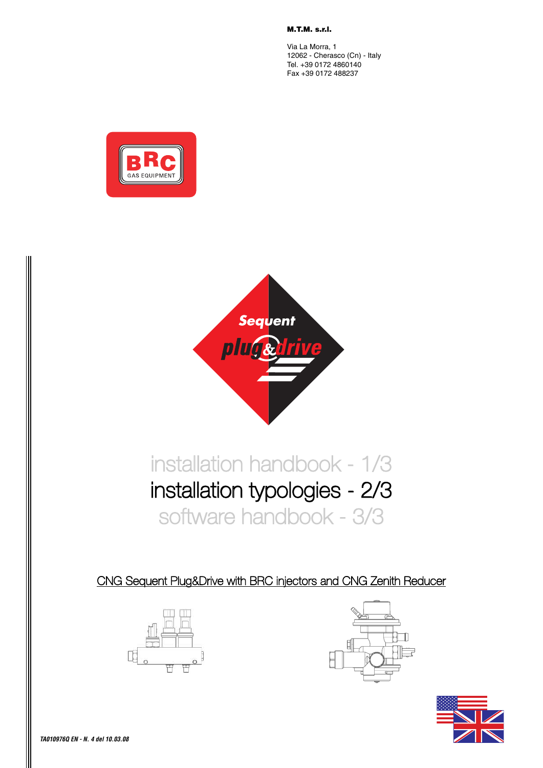**M.T.M. s.r.l.**

Via La Morra, 1
12062 - Cherasco (Cn) - Italy
Tel. +39 0172 4860140
Fax +39 0172 488237

BRC GAS EQUIPMENT

Sequent plug&drive

installation handbook - 1/3

# installation typologies - 2/3

software handbook - 3/3

CNG Sequent Plug&Drive with BRC injectors and CNG Zenith Reducer

*TA010976Q EN - N. 4 del 10.03.08*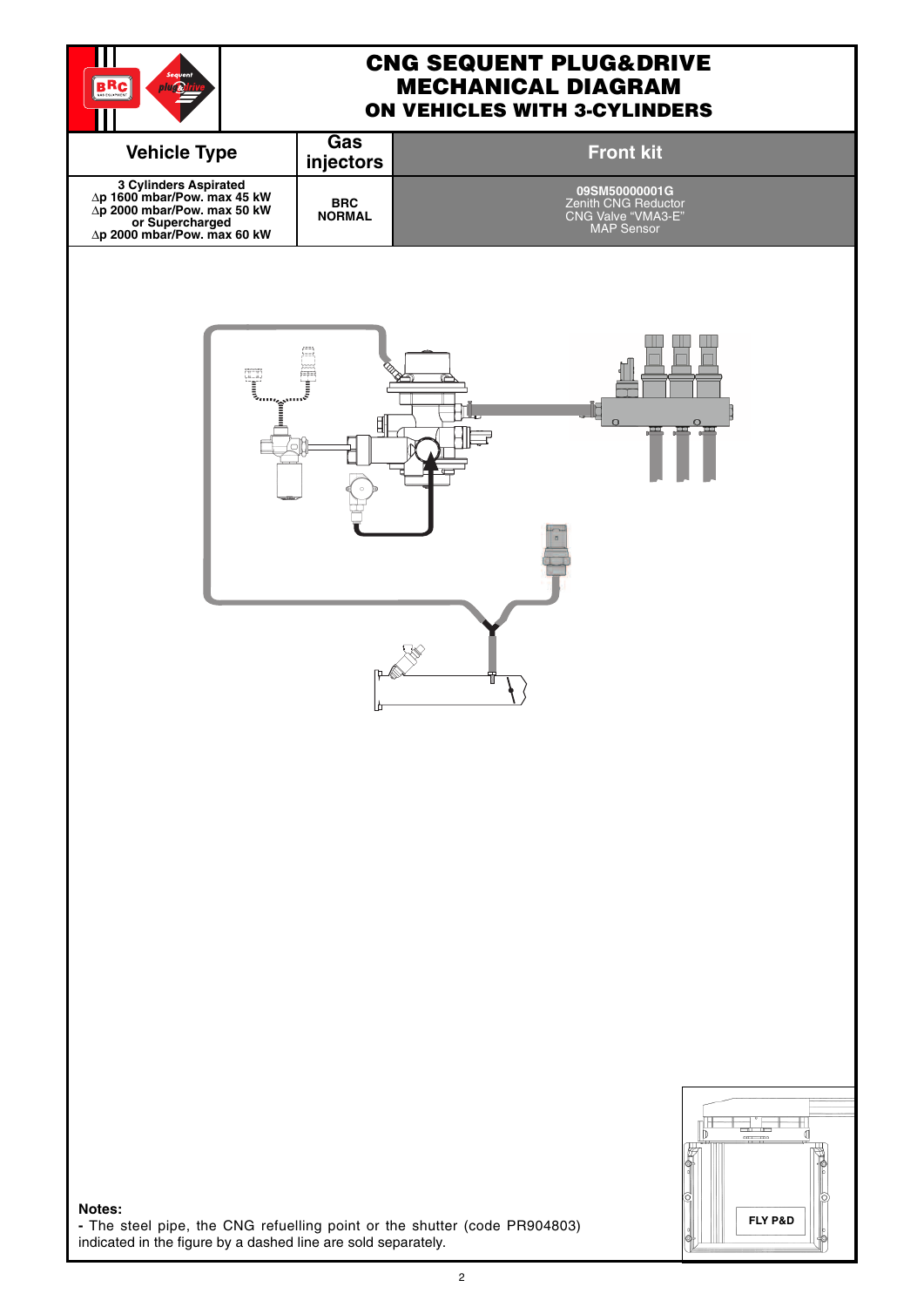# CNG SEQUENT PLUG&DRIVE
## MECHANICAL DIAGRAM
### ON VEHICLES WITH 3-CYLINDERS

| Vehicle Type | Gas injectors | Front kit |
|---|---|---|
| 3 Cylinders Aspirated<br>Δp 1600 mbar/Pow. max 45 kW<br>Δp 2000 mbar/Pow. max 50 kW<br>or Supercharged<br>Δp 2000 mbar/Pow. max 60 kW | BRC NORMAL | 09SM50000001G<br>Zenith CNG Reductor<br>CNG Valve "VMA3-E"<br>MAP Sensor |

FLY P&D

**Notes:**

- The steel pipe, the CNG refuelling point or the shutter (code PR904803) indicated in the figure by a dashed line are sold separately.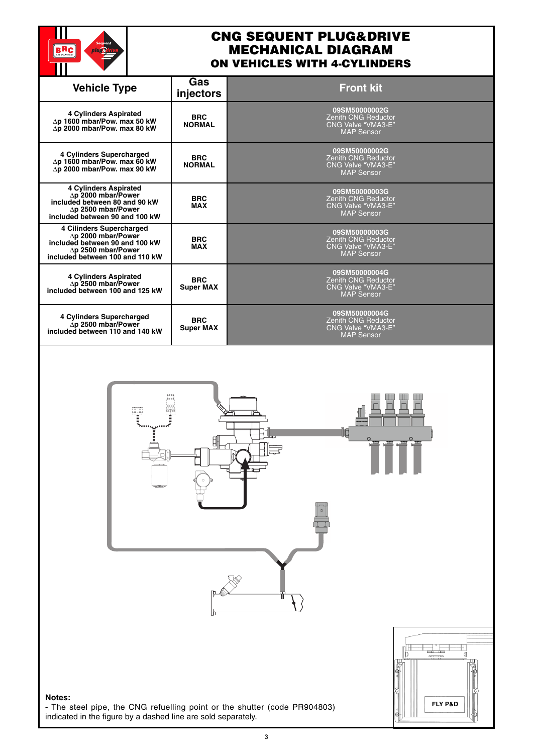# CNG SEQUENT PLUG&DRIVE MECHANICAL DIAGRAM ON VEHICLES WITH 4-CYLINDERS

| Vehicle Type | Gas injectors | Front kit |
|---|---|---|
| 4 Cylinders Aspirated<br>Δp 1600 mbar/Pow. max 50 kW<br>Δp 2000 mbar/Pow. max 80 kW | BRC NORMAL | 09SM50000002G<br>Zenith CNG Reductor<br>CNG Valve "VMA3-E"<br>MAP Sensor |
| 4 Cylinders Supercharged<br>Δp 1600 mbar/Pow. max 60 kW<br>Δp 2000 mbar/Pow. max 90 kW | BRC NORMAL | 09SM50000002G<br>Zenith CNG Reductor<br>CNG Valve "VMA3-E"<br>MAP Sensor |
| 4 Cylinders Aspirated<br>Δp 2000 mbar/Power included between 80 and 90 kW<br>Δp 2500 mbar/Power included between 90 and 100 kW | BRC MAX | 09SM50000003G<br>Zenith CNG Reductor<br>CNG Valve "VMA3-E"<br>MAP Sensor |
| 4 Cilinders Supercharged<br>Δp 2000 mbar/Power included between 90 and 100 kW<br>Δp 2500 mbar/Power included between 100 and 110 kW | BRC MAX | 09SM50000003G<br>Zenith CNG Reductor<br>CNG Valve "VMA3-E"<br>MAP Sensor |
| 4 Cylinders Aspirated<br>Δp 2500 mbar/Power included between 100 and 125 kW | BRC Super MAX | 09SM50000004G<br>Zenith CNG Reductor<br>CNG Valve "VMA3-E"<br>MAP Sensor |
| 4 Cylinders Supercharged<br>Δp 2500 mbar/Power included between 110 and 140 kW | BRC Super MAX | 09SM50000004G<br>Zenith CNG Reductor<br>CNG Valve "VMA3-E"<br>MAP Sensor |

FLY P&D

**Notes:**

- The steel pipe, the CNG refuelling point or the shutter (code PR904803) indicated in the figure by a dashed line are sold separately.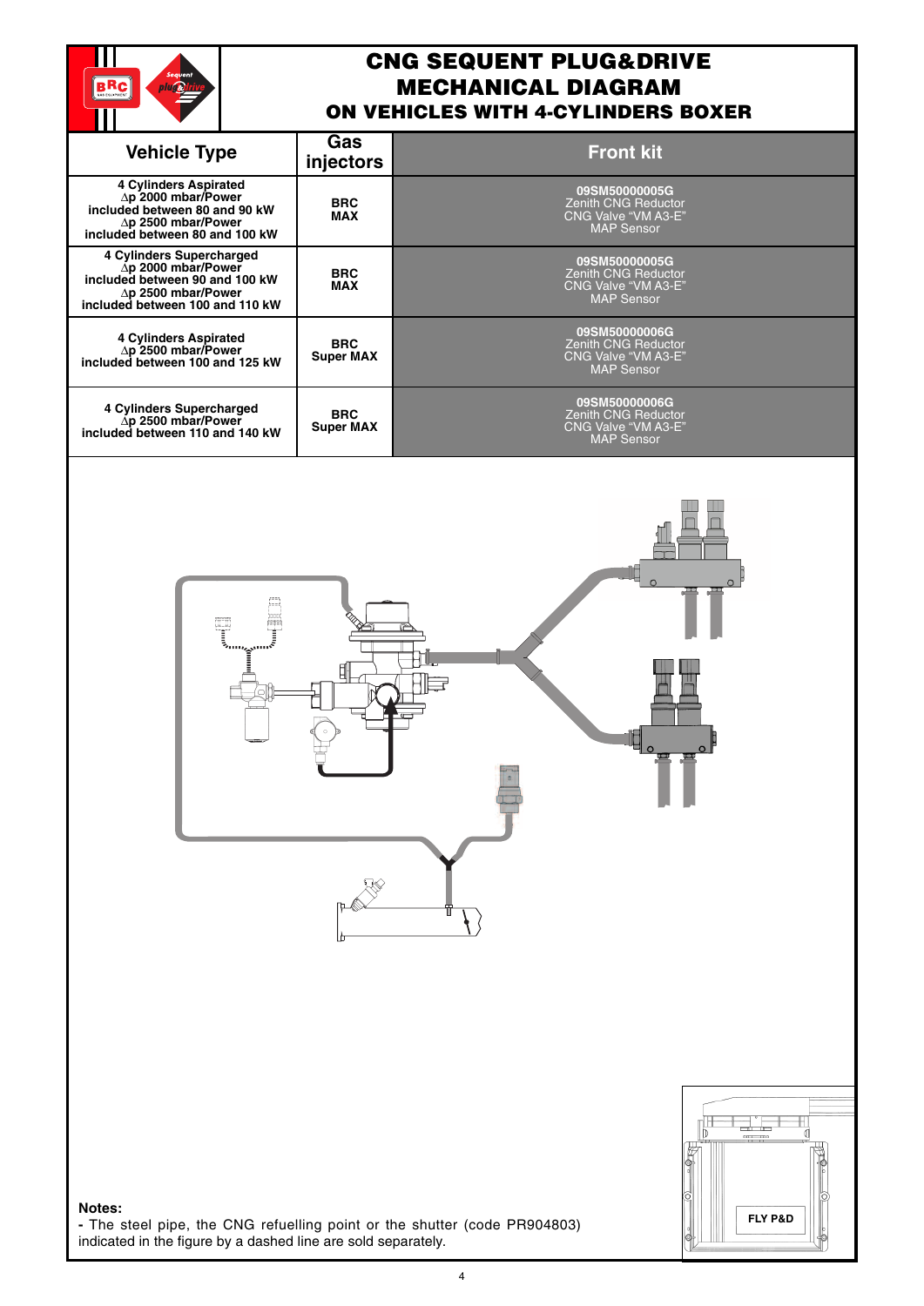# CNG SEQUENT PLUG&DRIVE MECHANICAL DIAGRAM

## ON VEHICLES WITH 4-CYLINDERS BOXER

| Vehicle Type | Gas injectors | Front kit |
|---|---|---|
| **4 Cylinders Aspirated $\Delta$p 2000 mbar/Power included between 80 and 90 kW $\Delta$p 2500 mbar/Power included between 80 and 100 kW** | **BRC MAX** | **09SM50000005G** Zenith CNG Reductor CNG Valve "VM A3-E" MAP Sensor |
| **4 Cylinders Supercharged $\Delta$p 2000 mbar/Power included between 90 and 100 kW $\Delta$p 2500 mbar/Power included between 100 and 110 kW** | **BRC MAX** | **09SM50000005G** Zenith CNG Reductor CNG Valve "VM A3-E" MAP Sensor |
| **4 Cylinders Aspirated $\Delta$p 2500 mbar/Power included between 100 and 125 kW** | **BRC Super MAX** | **09SM50000006G** Zenith CNG Reductor CNG Valve "VM A3-E" MAP Sensor |
| **4 Cylinders Supercharged $\Delta$p 2500 mbar/Power included between 110 and 140 kW** | **BRC Super MAX** | **09SM50000006G** Zenith CNG Reductor CNG Valve "VM A3-E" MAP Sensor |

FLY P&D

**Notes:**

**-** The steel pipe, the CNG refuelling point or the shutter (code PR904803) indicated in the figure by a dashed line are sold separately.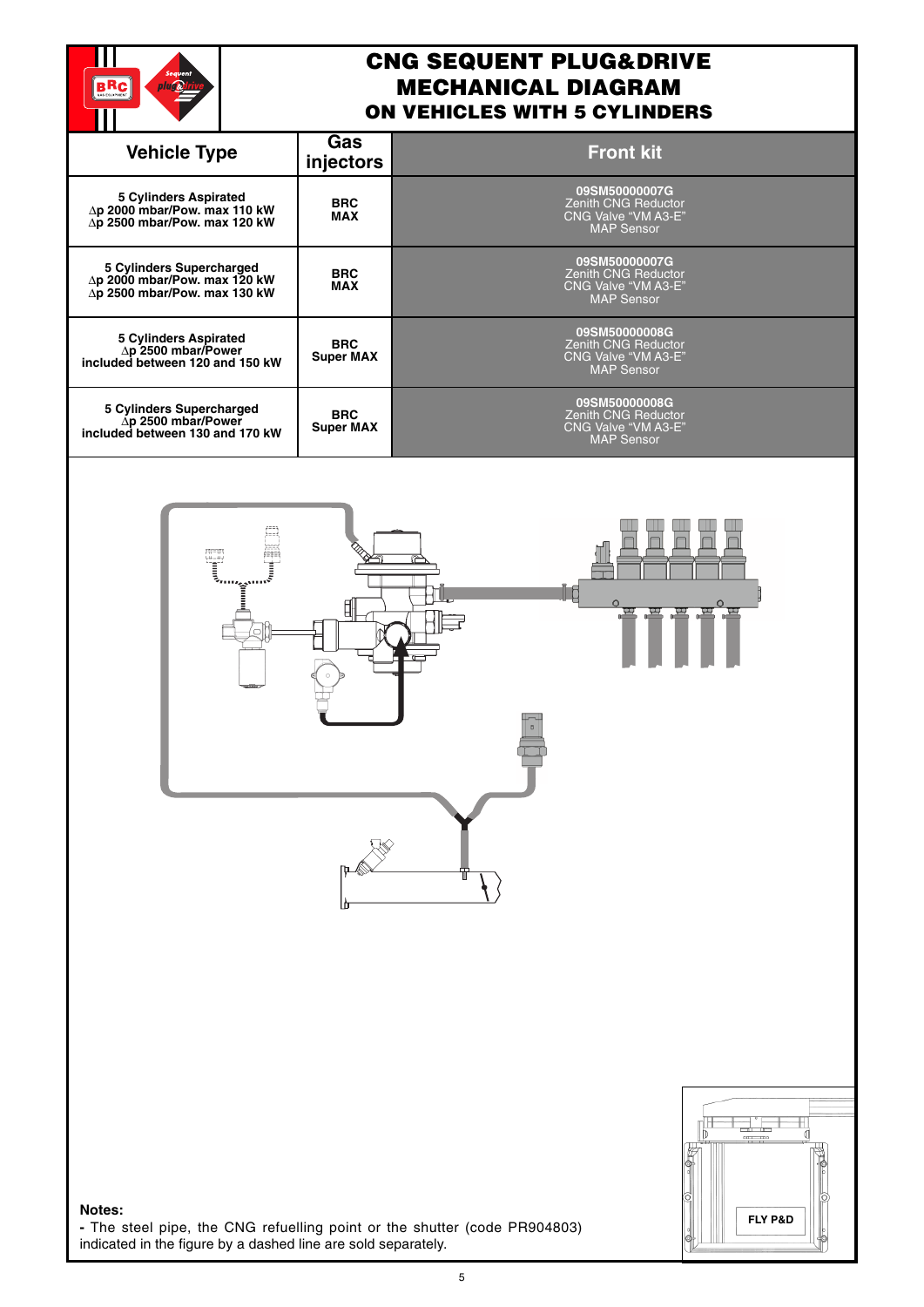# CNG SEQUENT PLUG&DRIVE MECHANICAL DIAGRAM
## ON VEHICLES WITH 5 CYLINDERS

| Vehicle Type | Gas injectors | Front kit |
|---|---|---|
| **5 Cylinders Aspirated** **Δp 2000 mbar/Pow. max 110 kW** **Δp 2500 mbar/Pow. max 120 kW** | **BRC MAX** | **09SM50000007G** Zenith CNG Reductor CNG Valve "VM A3-E" MAP Sensor |
| **5 Cylinders Supercharged** **Δp 2000 mbar/Pow. max 120 kW** **Δp 2500 mbar/Pow. max 130 kW** | **BRC MAX** | **09SM50000007G** Zenith CNG Reductor CNG Valve "VM A3-E" MAP Sensor |
| **5 Cylinders Aspirated** **Δp 2500 mbar/Power included between 120 and 150 kW** | **BRC Super MAX** | **09SM50000008G** Zenith CNG Reductor CNG Valve "VM A3-E" MAP Sensor |
| **5 Cylinders Supercharged** **Δp 2500 mbar/Power included between 130 and 170 kW** | **BRC Super MAX** | **09SM50000008G** Zenith CNG Reductor CNG Valve "VM A3-E" MAP Sensor |

FLY P&D

**Notes:**

**-** The steel pipe, the CNG refuelling point or the shutter (code PR904803) indicated in the figure by a dashed line are sold separately.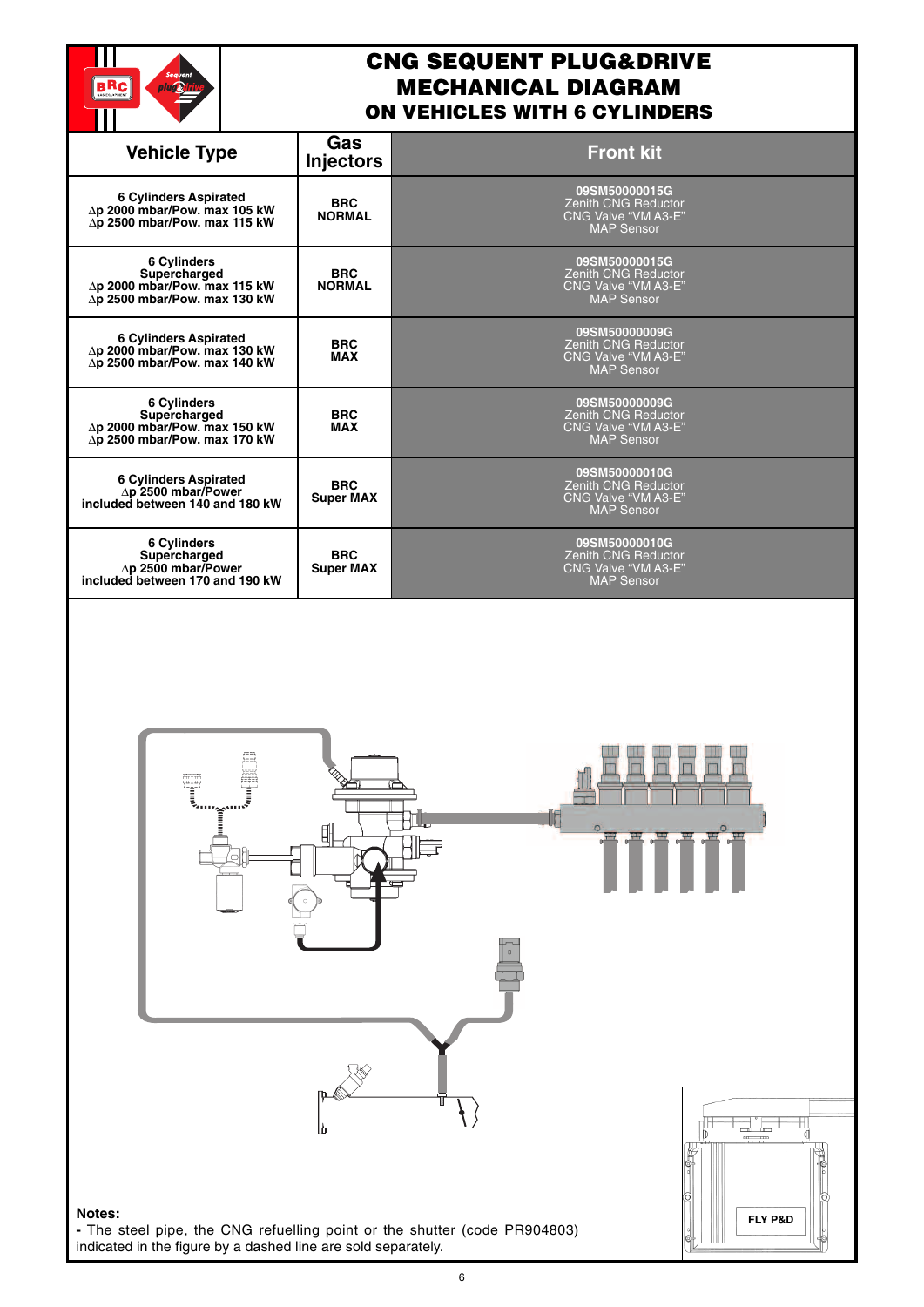# CNG SEQUENT PLUG&DRIVE MECHANICAL DIAGRAM
## ON VEHICLES WITH 6 CYLINDERS

| Vehicle Type | Gas Injectors | Front kit |
|---|---|---|
| **6 Cylinders Aspirated** <br> **∆p 2000 mbar/Pow. max 105 kW** <br> **∆p 2500 mbar/Pow. max 115 kW** | **BRC NORMAL** | **09SM50000015G** <br> Zenith CNG Reductor <br> CNG Valve "VM A3-E" <br> MAP Sensor |
| **6 Cylinders Supercharged** <br> **∆p 2000 mbar/Pow. max 115 kW** <br> **∆p 2500 mbar/Pow. max 130 kW** | **BRC NORMAL** | **09SM50000015G** <br> Zenith CNG Reductor <br> CNG Valve "VM A3-E" <br> MAP Sensor |
| **6 Cylinders Aspirated** <br> **∆p 2000 mbar/Pow. max 130 kW** <br> **∆p 2500 mbar/Pow. max 140 kW** | **BRC MAX** | **09SM50000009G** <br> Zenith CNG Reductor <br> CNG Valve "VM A3-E" <br> MAP Sensor |
| **6 Cylinders Supercharged** <br> **∆p 2000 mbar/Pow. max 150 kW** <br> **∆p 2500 mbar/Pow. max 170 kW** | **BRC MAX** | **09SM50000009G** <br> Zenith CNG Reductor <br> CNG Valve "VM A3-E" <br> MAP Sensor |
| **6 Cylinders Aspirated** <br> **∆p 2500 mbar/Power included between 140 and 180 kW** | **BRC Super MAX** | **09SM50000010G** <br> Zenith CNG Reductor <br> CNG Valve "VM A3-E" <br> MAP Sensor |
| **6 Cylinders Supercharged** <br> **∆p 2500 mbar/Power included between 170 and 190 kW** | **BRC Super MAX** | **09SM50000010G** <br> Zenith CNG Reductor <br> CNG Valve "VM A3-E" <br> MAP Sensor |

FLY P&D

**Notes:**

**-** The steel pipe, the CNG refuelling point or the shutter (code PR904803) indicated in the figure by a dashed line are sold separately.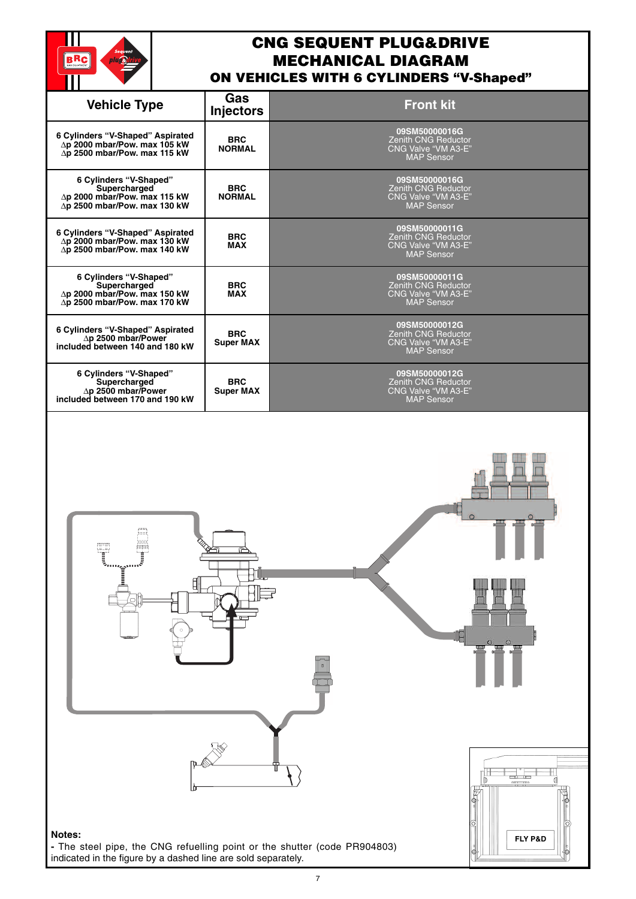# CNG SEQUENT PLUG&DRIVE MECHANICAL DIAGRAM

## ON VEHICLES WITH 6 CYLINDERS “V-Shaped”

| Vehicle Type | Gas Injectors | Front kit |
|---|---|---|
| 6 Cylinders “V-Shaped” Aspirated<br>∆p 2000 mbar/Pow. max 105 kW<br>∆p 2500 mbar/Pow. max 115 kW | BRC NORMAL | **09SM50000016G**<br>Zenith CNG Reductor<br>CNG Valve “VM A3-E”<br>MAP Sensor |
| 6 Cylinders “V-Shaped” Supercharged<br>∆p 2000 mbar/Pow. max 115 kW<br>∆p 2500 mbar/Pow. max 130 kW | BRC NORMAL | **09SM50000016G**<br>Zenith CNG Reductor<br>CNG Valve “VM A3-E”<br>MAP Sensor |
| 6 Cylinders “V-Shaped” Aspirated<br>∆p 2000 mbar/Pow. max 130 kW<br>∆p 2500 mbar/Pow. max 140 kW | BRC MAX | **09SM50000011G**<br>Zenith CNG Reductor<br>CNG Valve “VM A3-E”<br>MAP Sensor |
| 6 Cylinders “V-Shaped” Supercharged<br>∆p 2000 mbar/Pow. max 150 kW<br>∆p 2500 mbar/Pow. max 170 kW | BRC MAX | **09SM50000011G**<br>Zenith CNG Reductor<br>CNG Valve “VM A3-E”<br>MAP Sensor |
| 6 Cylinders “V-Shaped” Aspirated<br>∆p 2500 mbar/Power<br>included between 140 and 180 kW | BRC Super MAX | **09SM50000012G**<br>Zenith CNG Reductor<br>CNG Valve “VM A3-E”<br>MAP Sensor |
| 6 Cylinders “V-Shaped” Supercharged<br>∆p 2500 mbar/Power<br>included between 170 and 190 kW | BRC Super MAX | **09SM50000012G**<br>Zenith CNG Reductor<br>CNG Valve “VM A3-E”<br>MAP Sensor |

FLY P&D

**Notes:**

- The steel pipe, the CNG refuelling point or the shutter (code PR904803) indicated in the figure by a dashed line are sold separately.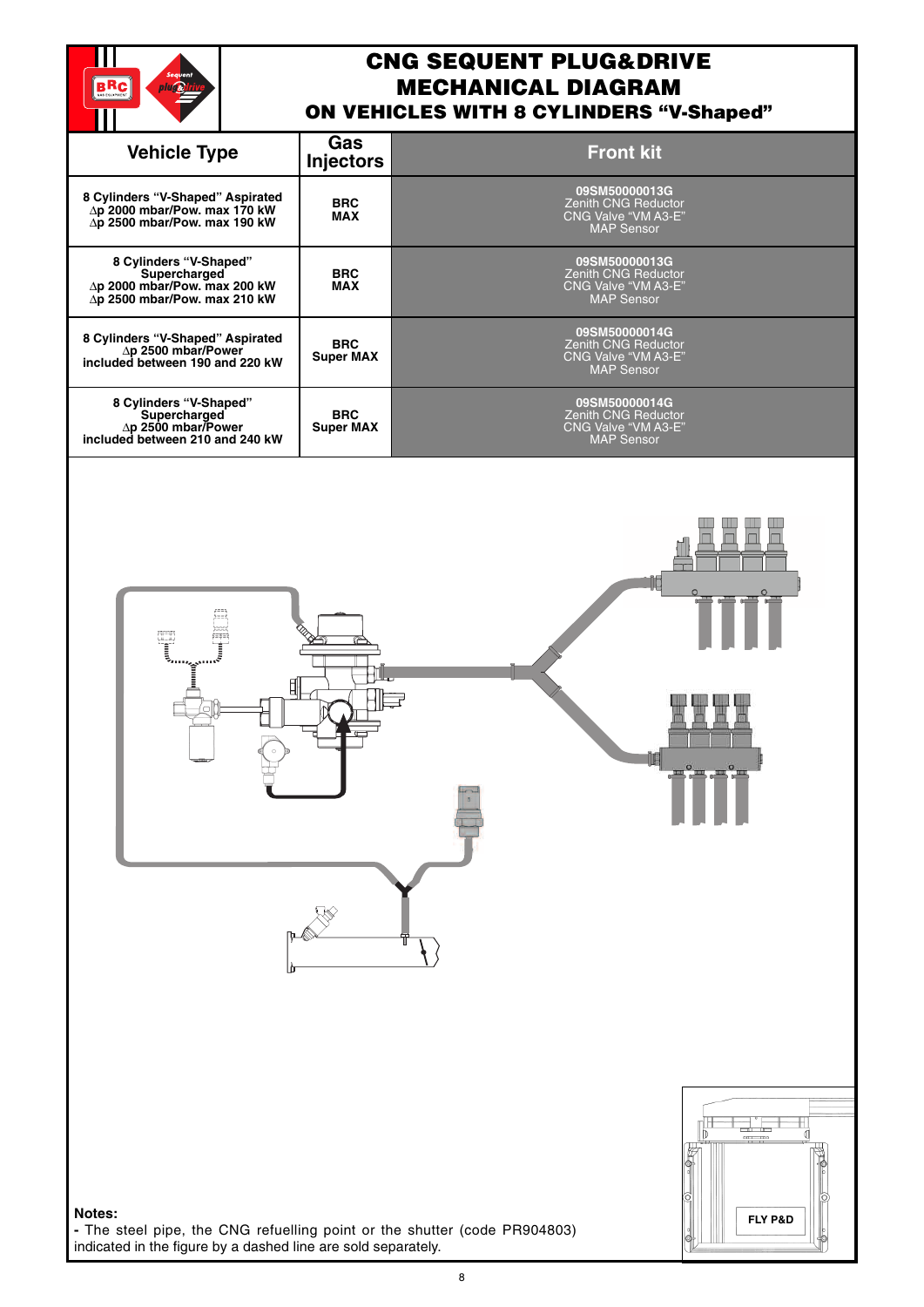# CNG SEQUENT PLUG&DRIVE MECHANICAL DIAGRAM

## ON VEHICLES WITH 8 CYLINDERS "V-Shaped"

| Vehicle Type | Gas Injectors | Front kit |
| --- | --- | --- |
| 8 Cylinders "V-Shaped" Aspirated<br>Δp 2000 mbar/Pow. max 170 kW<br>Δp 2500 mbar/Pow. max 190 kW | BRC MAX | 09SM50000013G<br>Zenith CNG Reductor<br>CNG Valve "VM A3-E"<br>MAP Sensor |
| 8 Cylinders "V-Shaped" Supercharged<br>Δp 2000 mbar/Pow. max 200 kW<br>Δp 2500 mbar/Pow. max 210 kW | BRC MAX | 09SM50000013G<br>Zenith CNG Reductor<br>CNG Valve "VM A3-E"<br>MAP Sensor |
| 8 Cylinders "V-Shaped" Aspirated<br>Δp 2500 mbar/Power<br>included between 190 and 220 kW | BRC Super MAX | 09SM50000014G<br>Zenith CNG Reductor<br>CNG Valve "VM A3-E"<br>MAP Sensor |
| 8 Cylinders "V-Shaped" Supercharged<br>Δp 2500 mbar/Power<br>included between 210 and 240 kW | BRC Super MAX | 09SM50000014G<br>Zenith CNG Reductor<br>CNG Valve "VM A3-E"<br>MAP Sensor |

FLY P&D

**Notes:**

- The steel pipe, the CNG refuelling point or the shutter (code PR904803) indicated in the figure by a dashed line are sold separately.